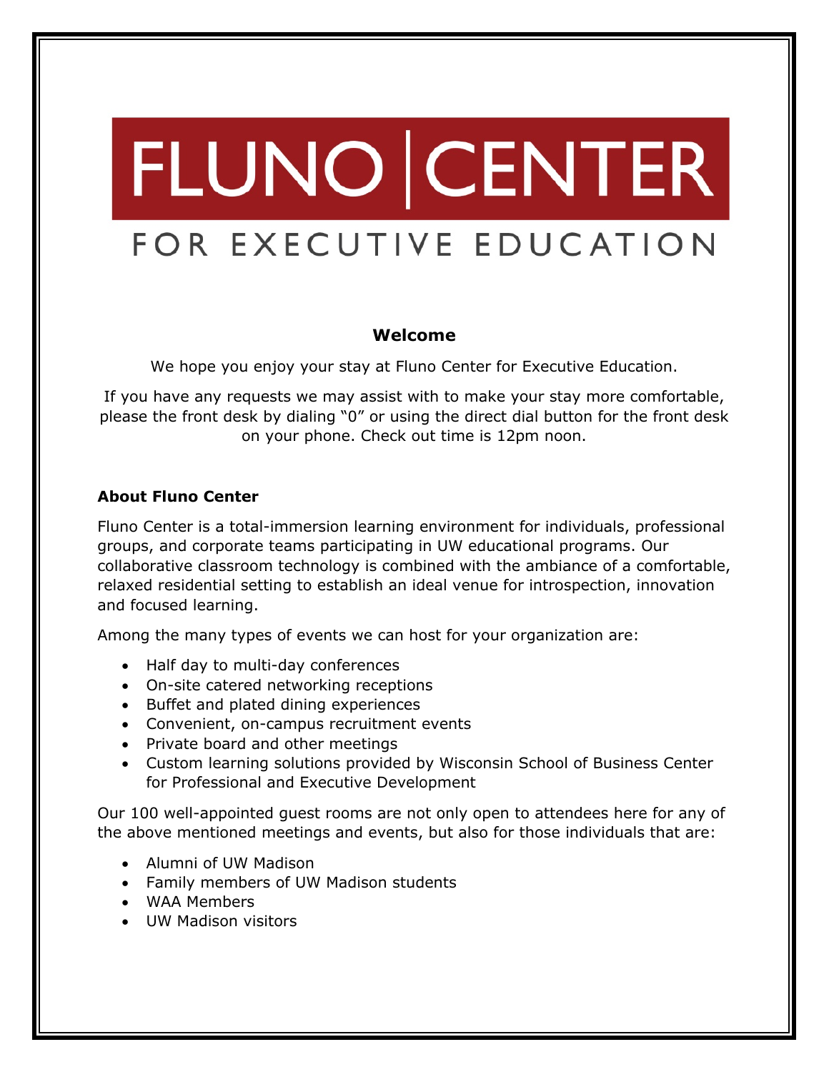# FLUNO | CENTER

## FOR EXECUTIVE EDUCATION

### Welcome

We hope you enjoy your stay at Fluno Center for Executive Education.

If you have any requests we may assist with to make your stay more comfortable, please the front desk by dialing "0" or using the direct dial button for the front desk on your phone. Check out time is 12pm noon.

### About Fluno Center

Fluno Center is a total-immersion learning environment for individuals, professional groups, and corporate teams participating in UW educational programs. Our collaborative classroom technology is combined with the ambiance of a comfortable, relaxed residential setting to establish an ideal venue for introspection, innovation and focused learning.

Among the many types of events we can host for your organization are:

- Half day to multi-day conferences
- On-site catered networking receptions
- Buffet and plated dining experiences
- Convenient, on-campus recruitment events
- Private board and other meetings
- Custom learning solutions provided by Wisconsin School of Business Center for Professional and Executive Development

Our 100 well-appointed guest rooms are not only open to attendees here for any of the above mentioned meetings and events, but also for those individuals that are:

- Alumni of UW Madison
- Family members of UW Madison students
- WAA Members
- UW Madison visitors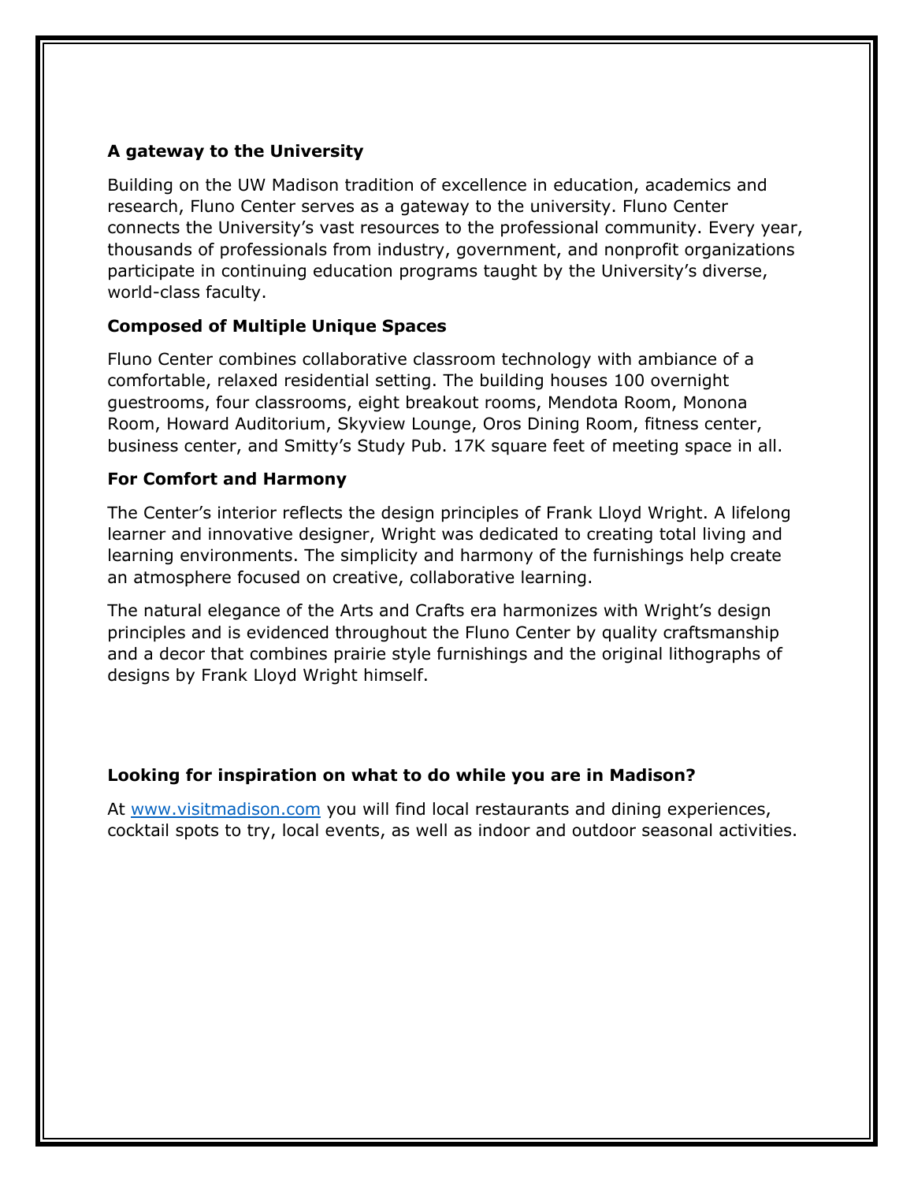**A gateway to the University**

Building on the UW Madison tradition of excellence in education, academics and research, Fluno Center serves as a gateway to the university. Fluno Center connects the University's vast resources to the professional community. Every year, thousands of professionals from industry, government, and nonprofit organizations participate in continuing education programs taught by the University's diverse, world-class faculty.

**Composed of Multiple Unique Spaces**

Fluno Center combines collaborative classroom technology with ambiance of a comfortable, relaxed residential setting. The building houses 100 overnight guestrooms, four classrooms, eight breakout rooms, Mendota Room, Monona Room, Howard Auditorium, Skyview Lounge, Oros Dining Room, fitness center, business center, and Smitty's Study Pub. 17K square feet of meeting space in all.

**For Comfort and Harmony**

The Center's interior reflects the design principles of Frank Lloyd Wright. A lifelong learner and innovative designer, Wright was dedicated to creating total living and learning environments. The simplicity and harmony of the furnishings help create an atmosphere focused on creative, collaborative learning.

The natural elegance of the Arts and Crafts era harmonizes with Wright's design principles and is evidenced throughout the Fluno Center by quality craftsmanship and a decor that combines prairie style furnishings and the original lithographs of designs by Frank Lloyd Wright himself.

**Looking for inspiration on what to do while you are in Madison?**

At [www.visitmadison.com](http://www.visitmadison.com) you will find local restaurants and dining experiences, cocktail spots to try, local events, as well as indoor and outdoor seasonal activities.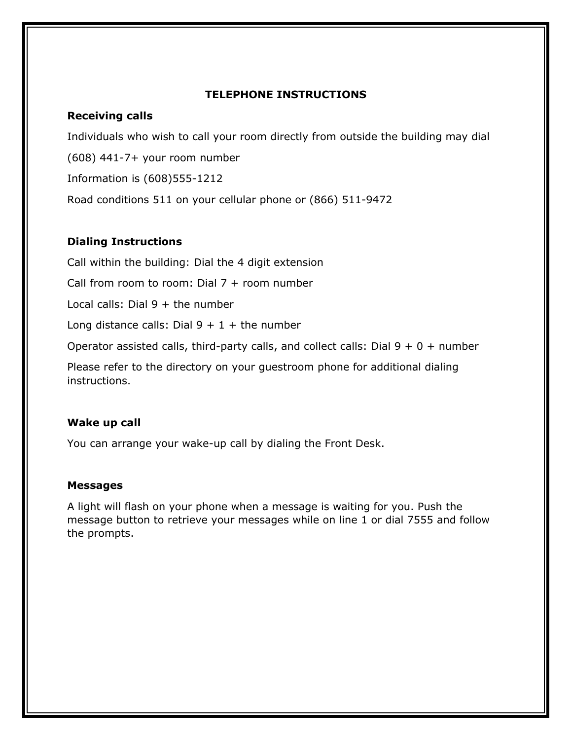## TELEPHONE INSTRUCTIONS

**Receiving calls**

Individuals who wish to call your room directly from outside the building may dial

(608) 441-7+ your room number

Information is (608)555-1212

Road conditions 511 on your cellular phone or (866) 511-9472

**Dialing Instructions**

Call within the building: Dial the 4 digit extension

Call from room to room: Dial 7 + room number

Local calls: Dial 9 + the number

Long distance calls: Dial 9 + 1 + the number

Operator assisted calls, third-party calls, and collect calls: Dial 9 + 0 + number

Please refer to the directory on your guestroom phone for additional dialing instructions.

**Wake up call**

You can arrange your wake-up call by dialing the Front Desk.

**Messages**

A light will flash on your phone when a message is waiting for you. Push the message button to retrieve your messages while on line 1 or dial 7555 and follow the prompts.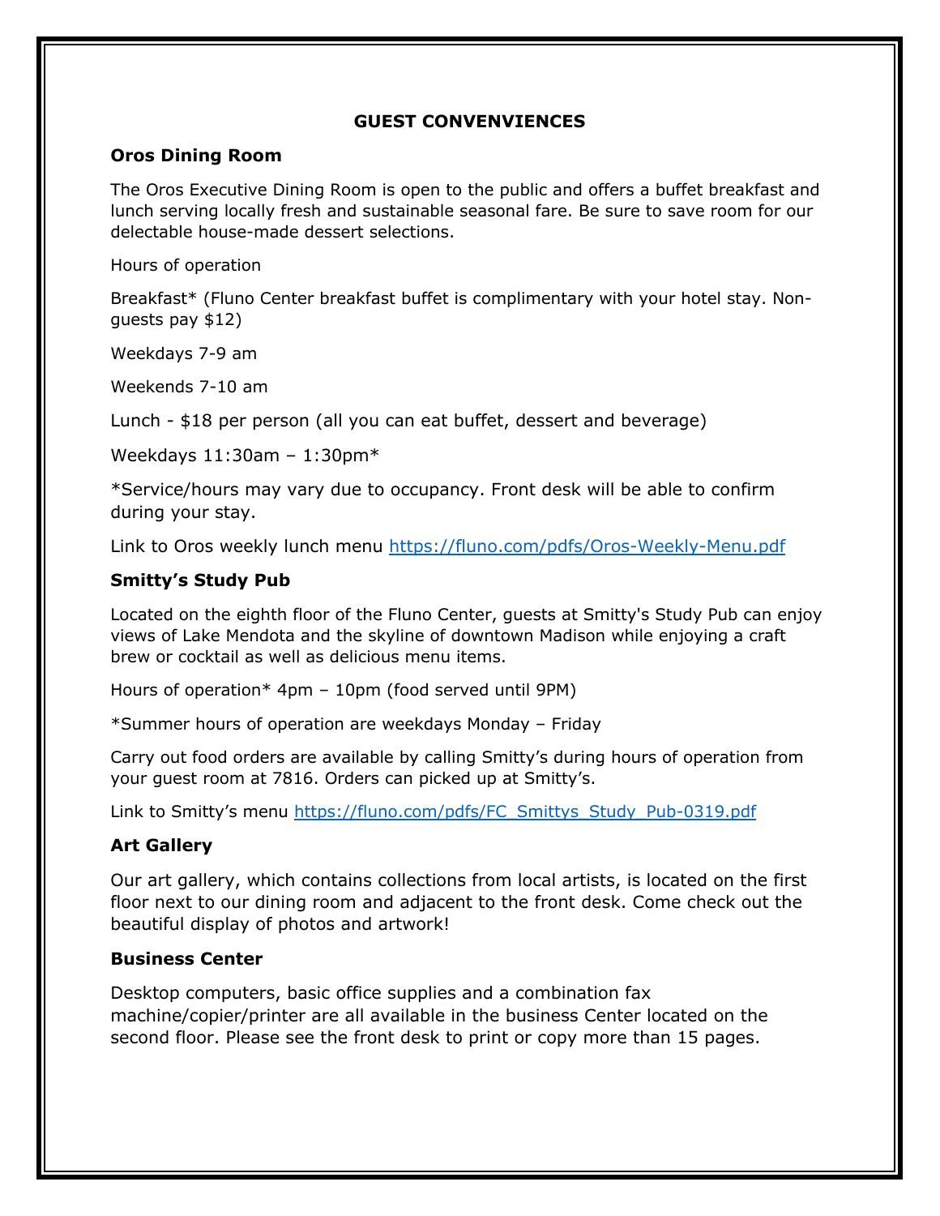**GUEST CONVENVIENCES**

### Oros Dining Room

The Oros Executive Dining Room is open to the public and offers a buffet breakfast and lunch serving locally fresh and sustainable seasonal fare. Be sure to save room for our delectable house-made dessert selections.

Hours of operation

Breakfast* (Fluno Center breakfast buffet is complimentary with your hotel stay. Non-guests pay $12)

Weekdays 7-9 am

Weekends 7-10 am

Lunch - $18 per person (all you can eat buffet, dessert and beverage)

Weekdays 11:30am – 1:30pm*

*Service/hours may vary due to occupancy. Front desk will be able to confirm during your stay.

Link to Oros weekly lunch menu https://fluno.com/pdfs/Oros-Weekly-Menu.pdf

### Smitty's Study Pub

Located on the eighth floor of the Fluno Center, guests at Smitty's Study Pub can enjoy views of Lake Mendota and the skyline of downtown Madison while enjoying a craft brew or cocktail as well as delicious menu items.

Hours of operation* 4pm – 10pm (food served until 9PM)

*Summer hours of operation are weekdays Monday – Friday

Carry out food orders are available by calling Smitty's during hours of operation from your guest room at 7816. Orders can picked up at Smitty's.

Link to Smitty's menu https://fluno.com/pdfs/FC_Smittys_Study_Pub-0319.pdf

### Art Gallery

Our art gallery, which contains collections from local artists, is located on the first floor next to our dining room and adjacent to the front desk. Come check out the beautiful display of photos and artwork!

### Business Center

Desktop computers, basic office supplies and a combination fax machine/copier/printer are all available in the business Center located on the second floor. Please see the front desk to print or copy more than 15 pages.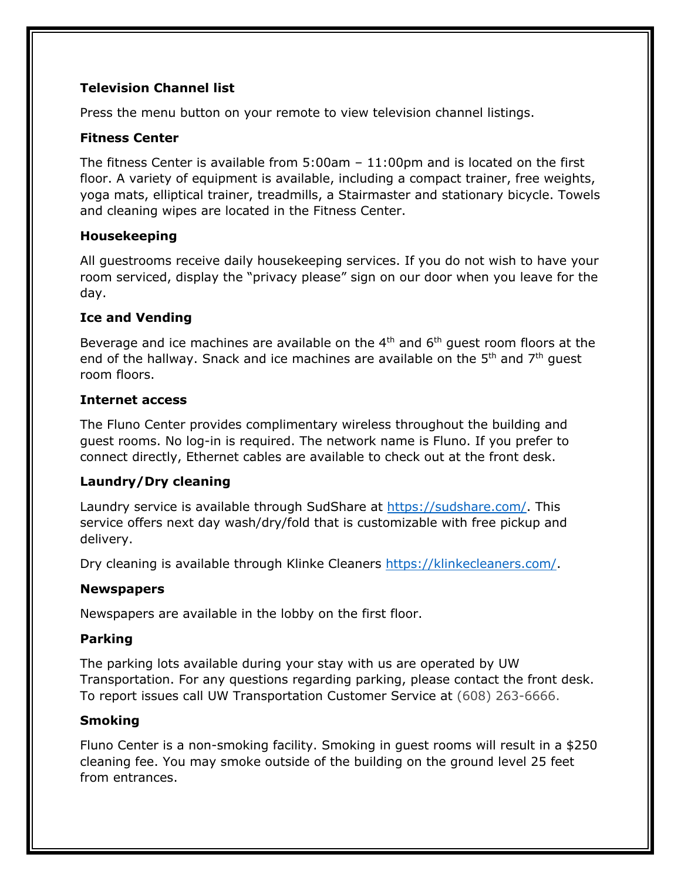**Television Channel list**

Press the menu button on your remote to view television channel listings.

**Fitness Center**

The fitness Center is available from 5:00am – 11:00pm and is located on the first floor. A variety of equipment is available, including a compact trainer, free weights, yoga mats, elliptical trainer, treadmills, a Stairmaster and stationary bicycle. Towels and cleaning wipes are located in the Fitness Center.

**Housekeeping**

All guestrooms receive daily housekeeping services. If you do not wish to have your room serviced, display the "privacy please" sign on our door when you leave for the day.

**Ice and Vending**

Beverage and ice machines are available on the 4th and 6th guest room floors at the end of the hallway. Snack and ice machines are available on the 5th and 7th guest room floors.

**Internet access**

The Fluno Center provides complimentary wireless throughout the building and guest rooms. No log-in is required. The network name is Fluno. If you prefer to connect directly, Ethernet cables are available to check out at the front desk.

**Laundry/Dry cleaning**

Laundry service is available through SudShare at https://sudshare.com/. This service offers next day wash/dry/fold that is customizable with free pickup and delivery.

Dry cleaning is available through Klinke Cleaners https://klinkecleaners.com/.

**Newspapers**

Newspapers are available in the lobby on the first floor.

**Parking**

The parking lots available during your stay with us are operated by UW Transportation. For any questions regarding parking, please contact the front desk. To report issues call UW Transportation Customer Service at (608) 263-6666.

**Smoking**

Fluno Center is a non-smoking facility. Smoking in guest rooms will result in a $250 cleaning fee. You may smoke outside of the building on the ground level 25 feet from entrances.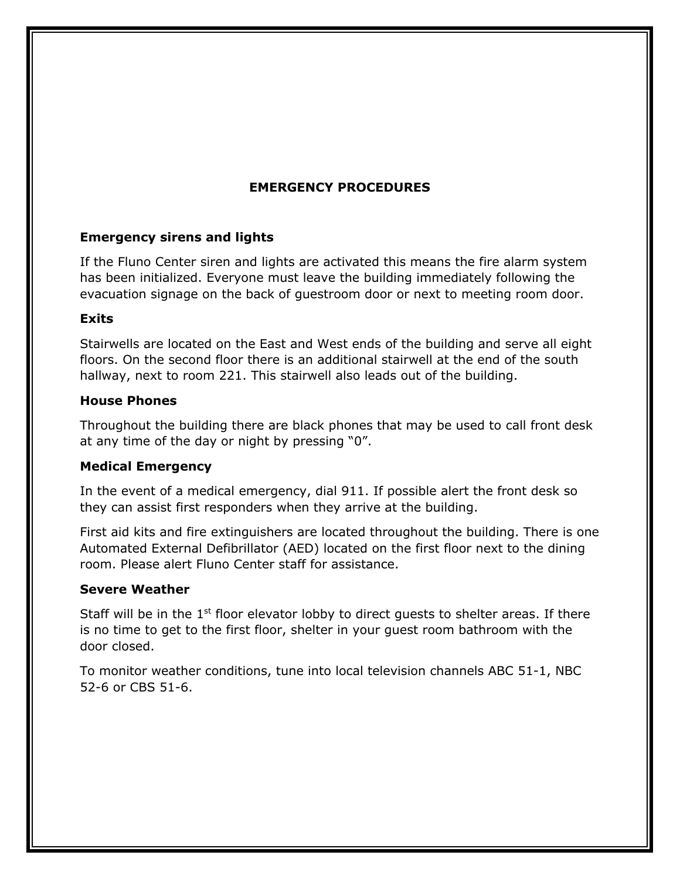# EMERGENCY PROCEDURES

### Emergency sirens and lights

If the Fluno Center siren and lights are activated this means the fire alarm system has been initialized. Everyone must leave the building immediately following the evacuation signage on the back of guestroom door or next to meeting room door.

### Exits

Stairwells are located on the East and West ends of the building and serve all eight floors. On the second floor there is an additional stairwell at the end of the south hallway, next to room 221. This stairwell also leads out of the building.

### House Phones

Throughout the building there are black phones that may be used to call front desk at any time of the day or night by pressing "0".

### Medical Emergency

In the event of a medical emergency, dial 911. If possible alert the front desk so they can assist first responders when they arrive at the building.

First aid kits and fire extinguishers are located throughout the building. There is one Automated External Defibrillator (AED) located on the first floor next to the dining room. Please alert Fluno Center staff for assistance.

### Severe Weather

Staff will be in the 1st floor elevator lobby to direct guests to shelter areas. If there is no time to get to the first floor, shelter in your guest room bathroom with the door closed.

To monitor weather conditions, tune into local television channels ABC 51-1, NBC 52-6 or CBS 51-6.